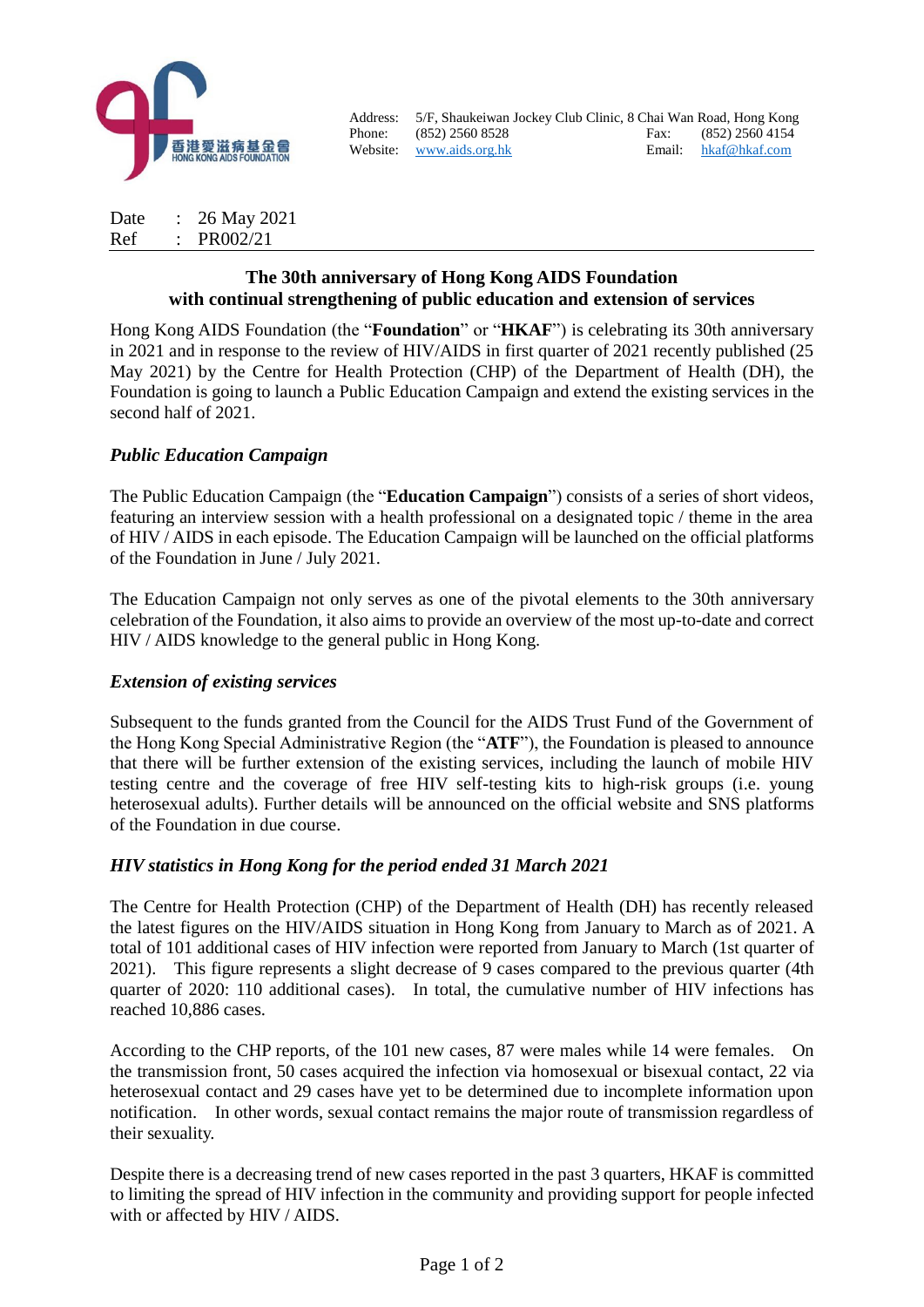香港愛滋病基金會
HONG KONG AIDS FOUNDATION

Address: 5/F, Shaukeiwan Jockey Club Clinic, 8 Chai Wan Road, Hong Kong
Phone: (852) 2560 8528 Fax: (852) 2560 4154
Website: www.aids.org.hk Email: hkaf@hkaf.com

Date : 26 May 2021
Ref : PR002/21

---

## The 30th anniversary of Hong Kong AIDS Foundation with continual strengthening of public education and extension of services

Hong Kong AIDS Foundation (the "**Foundation**" or "**HKAF**") is celebrating its 30th anniversary in 2021 and in response to the review of HIV/AIDS in first quarter of 2021 recently published (25 May 2021) by the Centre for Health Protection (CHP) of the Department of Health (DH), the Foundation is going to launch a Public Education Campaign and extend the existing services in the second half of 2021.

### *Public Education Campaign*

The Public Education Campaign (the "**Education Campaign**") consists of a series of short videos, featuring an interview session with a health professional on a designated topic / theme in the area of HIV / AIDS in each episode. The Education Campaign will be launched on the official platforms of the Foundation in June / July 2021.

The Education Campaign not only serves as one of the pivotal elements to the 30th anniversary celebration of the Foundation, it also aims to provide an overview of the most up-to-date and correct HIV / AIDS knowledge to the general public in Hong Kong.

### *Extension of existing services*

Subsequent to the funds granted from the Council for the AIDS Trust Fund of the Government of the Hong Kong Special Administrative Region (the "**ATF**"), the Foundation is pleased to announce that there will be further extension of the existing services, including the launch of mobile HIV testing centre and the coverage of free HIV self-testing kits to high-risk groups (i.e. young heterosexual adults). Further details will be announced on the official website and SNS platforms of the Foundation in due course.

### *HIV statistics in Hong Kong for the period ended 31 March 2021*

The Centre for Health Protection (CHP) of the Department of Health (DH) has recently released the latest figures on the HIV/AIDS situation in Hong Kong from January to March as of 2021. A total of 101 additional cases of HIV infection were reported from January to March (1st quarter of 2021). This figure represents a slight decrease of 9 cases compared to the previous quarter (4th quarter of 2020: 110 additional cases). In total, the cumulative number of HIV infections has reached 10,886 cases.

According to the CHP reports, of the 101 new cases, 87 were males while 14 were females. On the transmission front, 50 cases acquired the infection via homosexual or bisexual contact, 22 via heterosexual contact and 29 cases have yet to be determined due to incomplete information upon notification. In other words, sexual contact remains the major route of transmission regardless of their sexuality.

Despite there is a decreasing trend of new cases reported in the past 3 quarters, HKAF is committed to limiting the spread of HIV infection in the community and providing support for people infected with or affected by HIV / AIDS.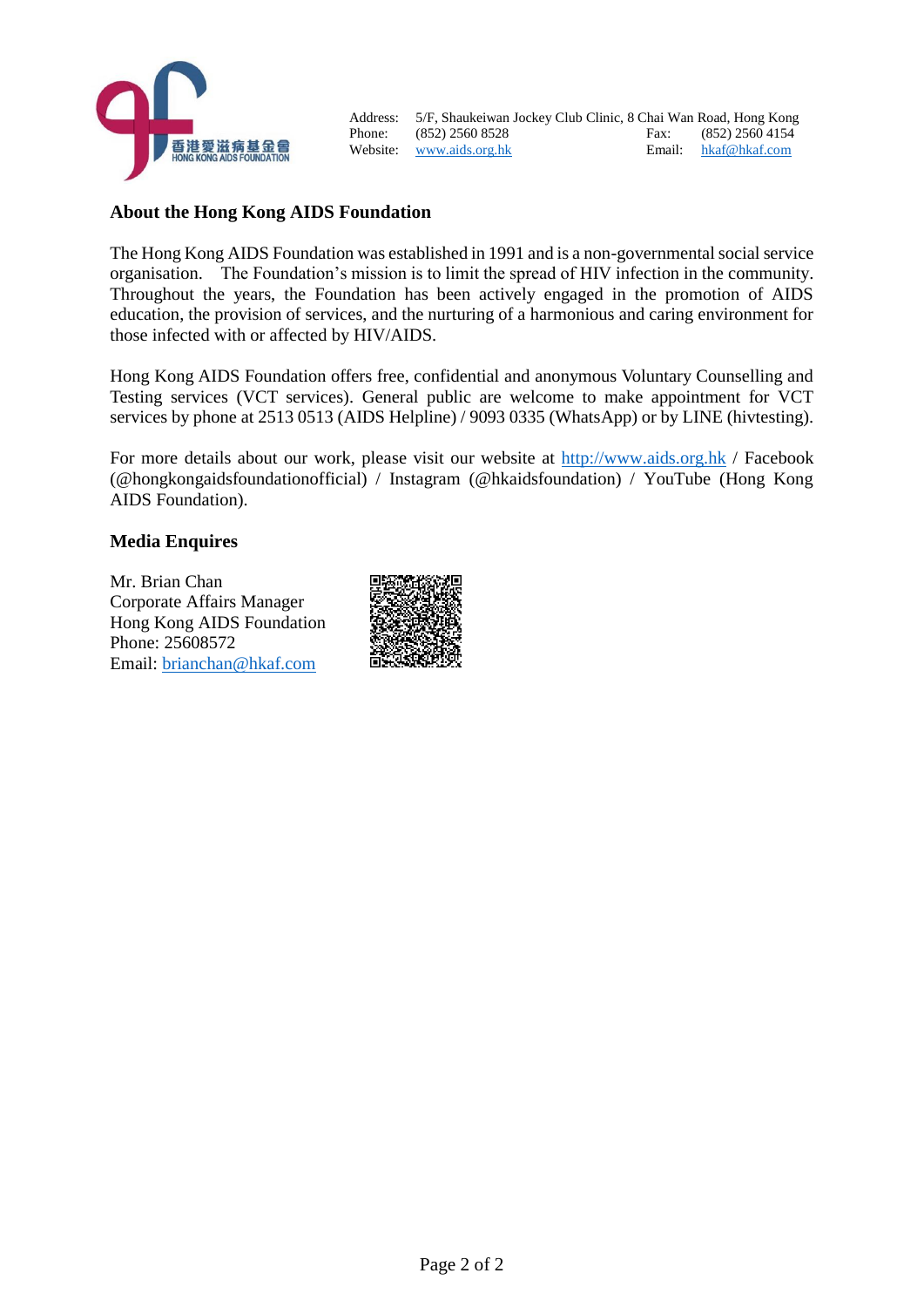Address: 5/F, Shaukeiwan Jockey Club Clinic, 8 Chai Wan Road, Hong Kong
Phone: (852) 2560 8528 Fax: (852) 2560 4154
Website: www.aids.org.hk Email: hkaf@hkaf.com

## About the Hong Kong AIDS Foundation

The Hong Kong AIDS Foundation was established in 1991 and is a non-governmental social service organisation. The Foundation's mission is to limit the spread of HIV infection in the community. Throughout the years, the Foundation has been actively engaged in the promotion of AIDS education, the provision of services, and the nurturing of a harmonious and caring environment for those infected with or affected by HIV/AIDS.

Hong Kong AIDS Foundation offers free, confidential and anonymous Voluntary Counselling and Testing services (VCT services). General public are welcome to make appointment for VCT services by phone at 2513 0513 (AIDS Helpline) / 9093 0335 (WhatsApp) or by LINE (hivtesting).

For more details about our work, please visit our website at http://www.aids.org.hk / Facebook (@hongkongaidsfoundationofficial) / Instagram (@hkaidsfoundation) / YouTube (Hong Kong AIDS Foundation).

## Media Enquires

Mr. Brian Chan
Corporate Affairs Manager
Hong Kong AIDS Foundation
Phone: 25608572
Email: brianchan@hkaf.com